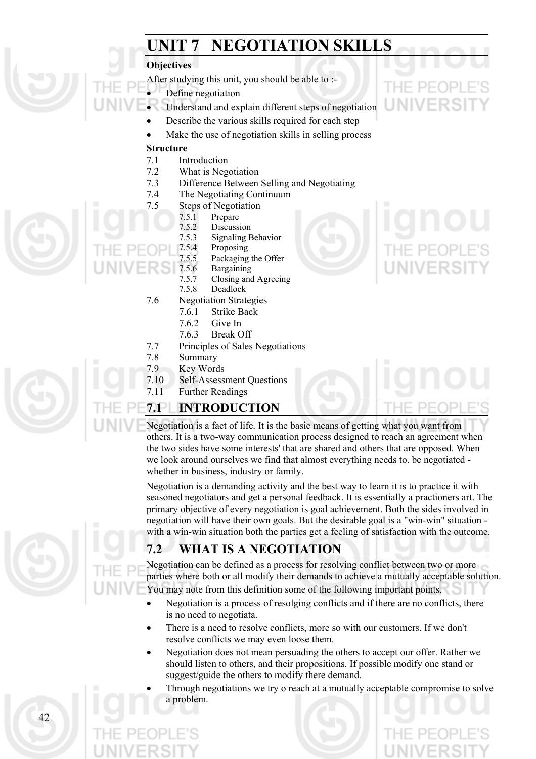# UNIT 7 NEGOTIATION SKILLS

**Objectives**

After studying this unit, you should be able to :-

- Define negotiation
- Understand and explain different steps of negotiation
- Describe the various skills required for each step
- Make the use of negotiation skills in selling process

**Structure**

7.1 Introduction
7.2 What is Negotiation
7.3 Difference Between Selling and Negotiating
7.4 The Negotiating Continuum
7.5 Steps of Negotiation
  7.5.1 Prepare
  7.5.2 Discussion
  7.5.3 Signaling Behavior
  7.5.4 Proposing
  7.5.5 Packaging the Offer
  7.5.6 Bargaining
  7.5.7 Closing and Agreeing
  7.5.8 Deadlock
7.6 Negotiation Strategies
  7.6.1 Strike Back
  7.6.2 Give In
  7.6.3 Break Off
7.7 Principles of Sales Negotiations
7.8 Summary
7.9 Key Words
7.10 Self-Assessment Questions
7.11 Further Readings

## 7.1 INTRODUCTION

Negotiation is a fact of life. It is the basic means of getting what you want from others. It is a two-way communication process designed to reach an agreement when the two sides have some interests' that are shared and others that are opposed. When we look around ourselves we find that almost everything needs to. be negotiated - whether in business, industry or family.

Negotiation is a demanding activity and the best way to learn it is to practice it with seasoned negotiators and get a personal feedback. It is essentially a practioners art. The primary objective of every negotiation is goal achievement. Both the sides involved in negotiation will have their own goals. But the desirable goal is a "win-win" situation - with a win-win situation both the parties get a feeling of satisfaction with the outcome.

## 7.2 WHAT IS A NEGOTIATION

Negotiation can be defined as a process for resolving conflict between two or more parties where both or all modify their demands to achieve a mutually acceptable solution. You may note from this definition some of the following important points.

- Negotiation is a process of resolging conflicts and if there are no conflicts, there is no need to negotiata.
- There is a need to resolve conflicts, more so with our customers. If we don't resolve conflicts we may even loose them.
- Negotiation does not mean persuading the others to accept our offer. Rather we should listen to others, and their propositions. If possible modify one stand or suggest/guide the others to modify there demand.
- Through negotiations we try o reach at a mutually acceptable compromise to solve a problem.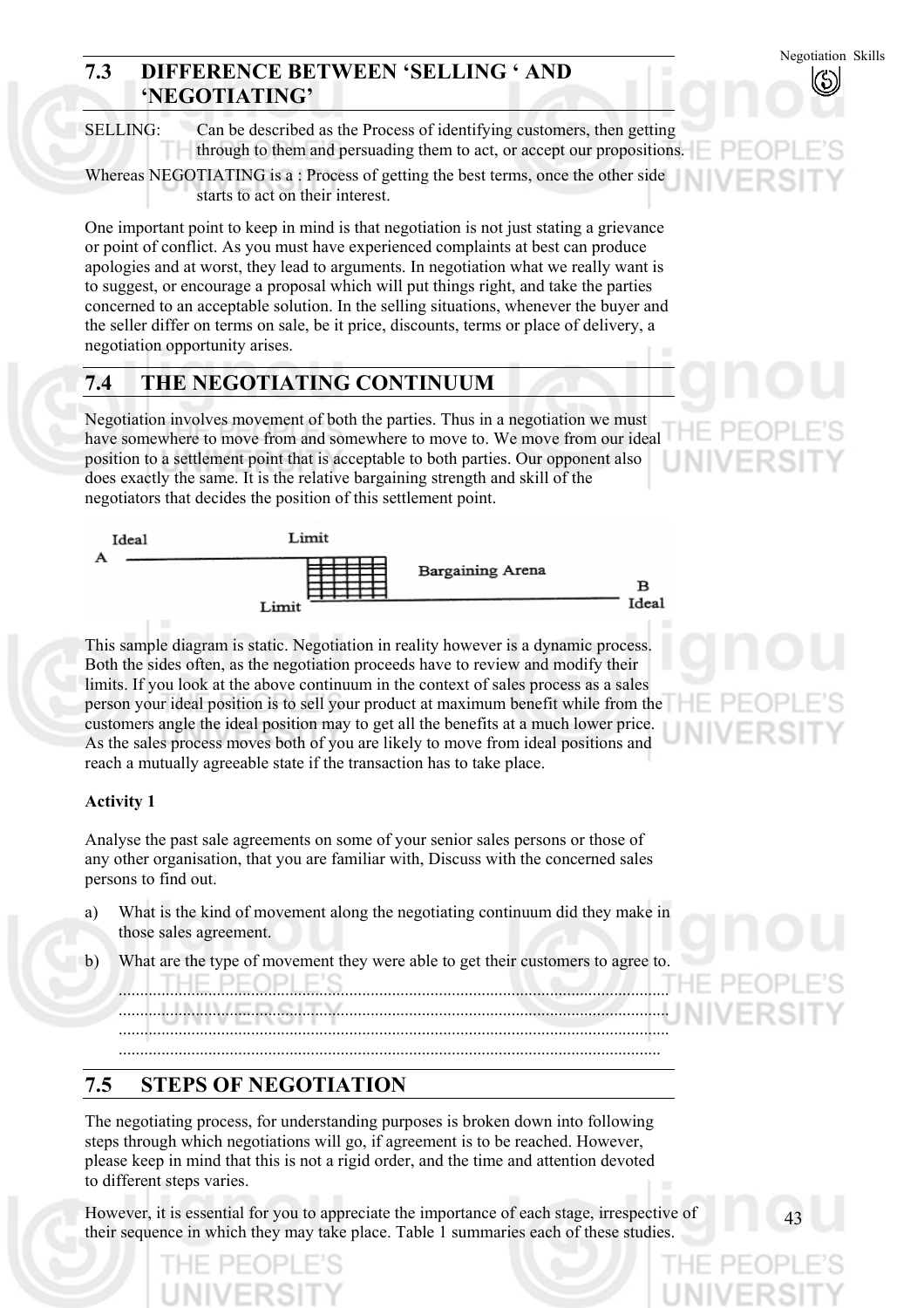## 7.3 DIFFERENCE BETWEEN 'SELLING ' AND 'NEGOTIATING'

SELLING: Can be described as the Process of identifying customers, then getting through to them and persuading them to act, or accept our propositions.

Whereas NEGOTIATING is a : Process of getting the best terms, once the other side starts to act on their interest.

One important point to keep in mind is that negotiation is not just stating a grievance or point of conflict. As you must have experienced complaints at best can produce apologies and at worst, they lead to arguments. In negotiation what we really want is to suggest, or encourage a proposal which will put things right, and take the parties concerned to an acceptable solution. In the selling situations, whenever the buyer and the seller differ on terms on sale, be it price, discounts, terms or place of delivery, a negotiation opportunity arises.

## 7.4 THE NEGOTIATING CONTINUUM

Negotiation involves movement of both the parties. Thus in a negotiation we must have somewhere to move from and somewhere to move to. We move from our ideal position to a settlement point that is acceptable to both parties. Our opponent also does exactly the same. It is the relative bargaining strength and skill of the negotiators that decides the position of this settlement point.

Ideal A — Limit — Bargaining Arena — Limit — B Ideal

This sample diagram is static. Negotiation in reality however is a dynamic process. Both the sides often, as the negotiation proceeds have to review and modify their limits. If you look at the above continuum in the context of sales process as a sales person your ideal position is to sell your product at maximum benefit while from the customers angle the ideal position may to get all the benefits at a much lower price. As the sales process moves both of you are likely to move from ideal positions and reach a mutually agreeable state if the transaction has to take place.

**Activity 1**

Analyse the past sale agreements on some of your senior sales persons or those of any other organisation, that you are familiar with, Discuss with the concerned sales persons to find out.

a) What is the kind of movement along the negotiating continuum did they make in those sales agreement.

b) What are the type of movement they were able to get their customers to agree to.

..............................................................................................................................
..............................................................................................................................
..............................................................................................................................
..............................................................................................................................

## 7.5 STEPS OF NEGOTIATION

The negotiating process, for understanding purposes is broken down into following steps through which negotiations will go, if agreement is to be reached. However, please keep in mind that this is not a rigid order, and the time and attention devoted to different steps varies.

However, it is essential for you to appreciate the importance of each stage, irrespective of their sequence in which they may take place. Table 1 summaries each of these studies.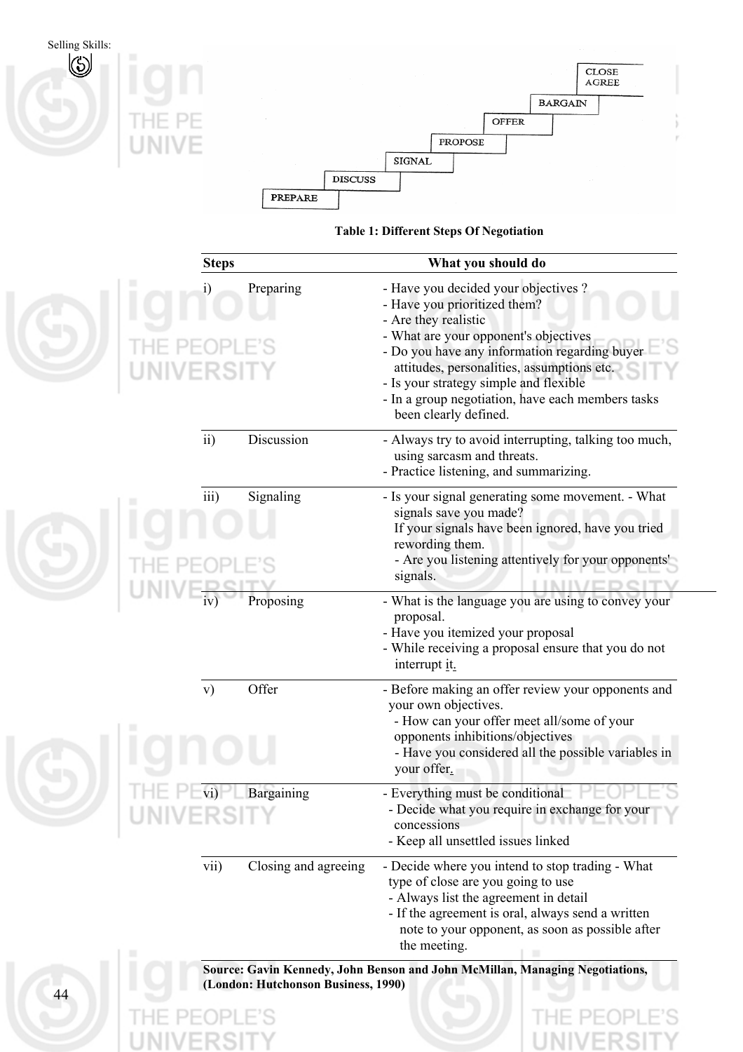| PREPARE | DISCUSS | SIGNAL | PROPOSE | OFFER | BARGAIN | CLOSE AGREE |
|---|---|---|---|---|---|---|

**Table 1: Different Steps Of Negotiation**

| Steps | | What you should do |
|---|---|---|
| i) | Preparing | - Have you decided your objectives ?<br>- Have you prioritized them?<br>- Are they realistic<br>- What are your opponent's objectives<br>- Do you have any information regarding buyer attitudes, personalities, assumptions etc.<br>- Is your strategy simple and flexible<br>- In a group negotiation, have each members tasks been clearly defined. |
| ii) | Discussion | - Always try to avoid interrupting, talking too much, using sarcasm and threats.<br>- Practice listening, and summarizing. |
| iii) | Signaling | - Is your signal generating some movement. - What signals save you made?<br>If your signals have been ignored, have you tried rewording them.<br>- Are you listening attentively for your opponents' signals. |
| iv) | Proposing | - What is the language you are using to convey your proposal.<br>- Have you itemized your proposal<br>- While receiving a proposal ensure that you do not interrupt it. |
| v) | Offer | - Before making an offer review your opponents and your own objectives.<br>- How can your offer meet all/some of your opponents inhibitions/objectives<br>- Have you considered all the possible variables in your offer. |
| vi) | Bargaining | - Everything must be conditional<br>- Decide what you require in exchange for your concessions<br>- Keep all unsettled issues linked |
| vii) | Closing and agreeing | - Decide where you intend to stop trading - What type of close are you going to use<br>- Always list the agreement in detail<br>- If the agreement is oral, always send a written note to your opponent, as soon as possible after the meeting. |

**Source: Gavin Kennedy, John Benson and John McMillan, Managing Negotiations, (London: Hutchonson Business, 1990)**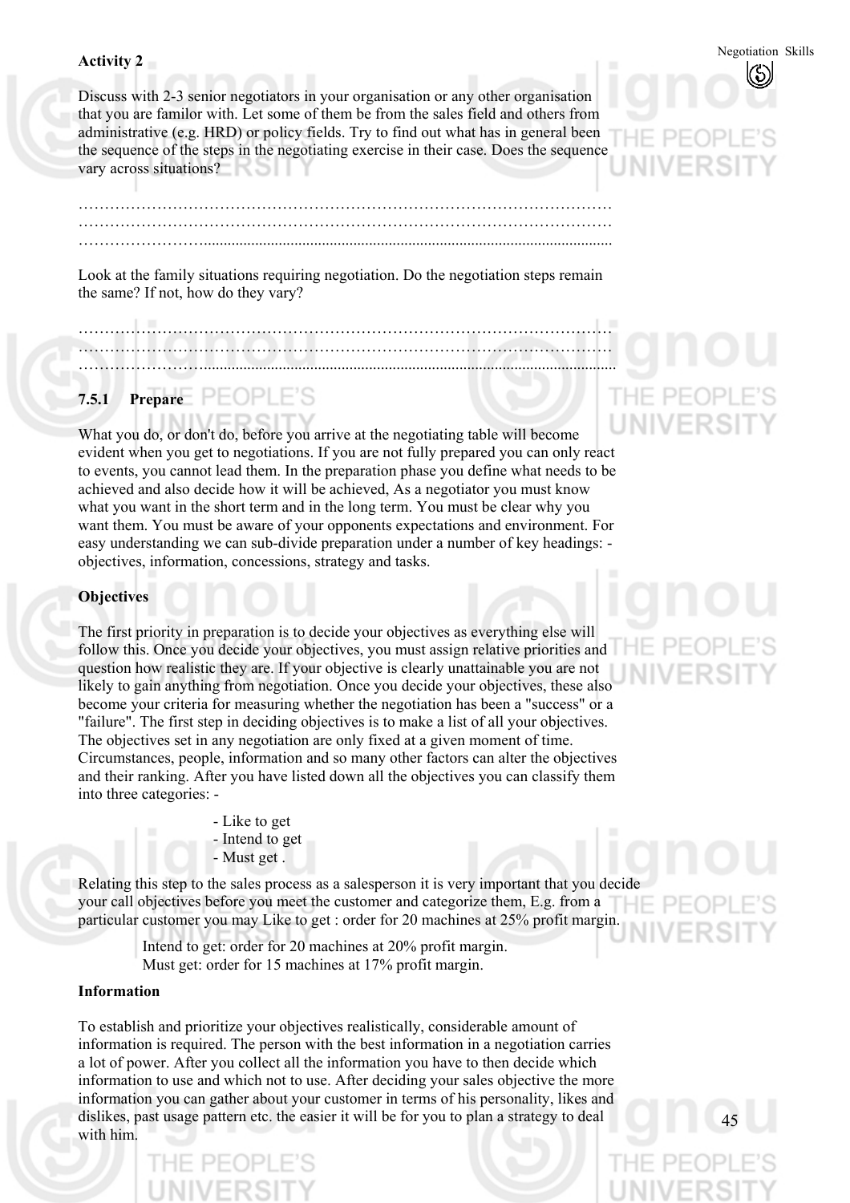**Activity 2**

Discuss with 2-3 senior negotiators in your organisation or any other organisation that you are familor with. Let some of them be from the sales field and others from administrative (e.g. HRD) or policy fields. Try to find out what has in general been the sequence of the steps in the negotiating exercise in their case. Does the sequence vary across situations?

…………………………………………………………………………………………
…………………………………………………………………………………………
…………………………………………………………………………………………

Look at the family situations requiring negotiation. Do the negotiation steps remain the same? If not, how do they vary?

…………………………………………………………………………………………
…………………………………………………………………………………………
…………………………………………………………………………………………

### 7.5.1 Prepare

What you do, or don't do, before you arrive at the negotiating table will become evident when you get to negotiations. If you are not fully prepared you can only react to events, you cannot lead them. In the preparation phase you define what needs to be achieved and also decide how it will be achieved, As a negotiator you must know what you want in the short term and in the long term. You must be clear why you want them. You must be aware of your opponents expectations and environment. For easy understanding we can sub-divide preparation under a number of key headings: - objectives, information, concessions, strategy and tasks.

**Objectives**

The first priority in preparation is to decide your objectives as everything else will follow this. Once you decide your objectives, you must assign relative priorities and question how realistic they are. If your objective is clearly unattainable you are not likely to gain anything from negotiation. Once you decide your objectives, these also become your criteria for measuring whether the negotiation has been a "success" or a "failure". The first step in deciding objectives is to make a list of all your objectives. The objectives set in any negotiation are only fixed at a given moment of time. Circumstances, people, information and so many other factors can alter the objectives and their ranking. After you have listed down all the objectives you can classify them into three categories: -

- Like to get
- Intend to get
- Must get .

Relating this step to the sales process as a salesperson it is very important that you decide your call objectives before you meet the customer and categorize them, E.g. from a particular customer you may Like to get : order for 20 machines at 25% profit margin.

Intend to get: order for 20 machines at 20% profit margin.
Must get: order for 15 machines at 17% profit margin.

**Information**

To establish and prioritize your objectives realistically, considerable amount of information is required. The person with the best information in a negotiation carries a lot of power. After you collect all the information you have to then decide which information to use and which not to use. After deciding your sales objective the more information you can gather about your customer in terms of his personality, likes and dislikes, past usage pattern etc. the easier it will be for you to plan a strategy to deal with him.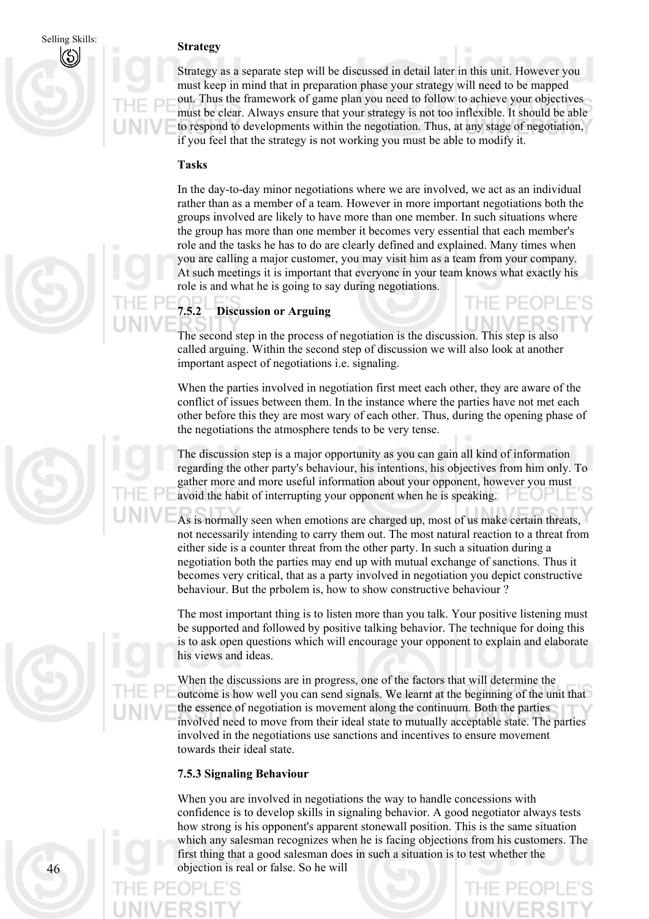**Strategy**

Strategy as a separate step will be discussed in detail later in this unit. However you must keep in mind that in preparation phase your strategy will need to be mapped out. Thus the framework of game plan you need to follow to achieve your objectives must be clear. Always ensure that your strategy is not too inflexible. It should be able to respond to developments within the negotiation. Thus, at any stage of negotiation, if you feel that the strategy is not working you must be able to modify it.

**Tasks**

In the day-to-day minor negotiations where we are involved, we act as an individual rather than as a member of a team. However in more important negotiations both the groups involved are likely to have more than one member. In such situations where the group has more than one member it becomes very essential that each member's role and the tasks he has to do are clearly defined and explained. Many times when you are calling a major customer, you may visit him as a team from your company. At such meetings it is important that everyone in your team knows what exactly his role is and what he is going to say during negotiations.

### 7.5.2 Discussion or Arguing

The second step in the process of negotiation is the discussion. This step is also called arguing. Within the second step of discussion we will also look at another important aspect of negotiations i.e. signaling.

When the parties involved in negotiation first meet each other, they are aware of the conflict of issues between them. In the instance where the parties have not met each other before this they are most wary of each other. Thus, during the opening phase of the negotiations the atmosphere tends to be very tense.

The discussion step is a major opportunity as you can gain all kind of information regarding the other party's behaviour, his intentions, his objectives from him only. To gather more and more useful information about your opponent, however you must avoid the habit of interrupting your opponent when he is speaking.

As is normally seen when emotions are charged up, most of us make certain threats, not necessarily intending to carry them out. The most natural reaction to a threat from either side is a counter threat from the other party. In such a situation during a negotiation both the parties may end up with mutual exchange of sanctions. Thus it becomes very critical, that as a party involved in negotiation you depict constructive behaviour. But the prbolem is, how to show constructive behaviour ?

The most important thing is to listen more than you talk. Your positive listening must be supported and followed by positive talking behavior. The technique for doing this is to ask open questions which will encourage your opponent to explain and elaborate his views and ideas.

When the discussions are in progress, one of the factors that will determine the outcome is how well you can send signals. We learnt at the beginning of the unit that the essence of negotiation is movement along the continuum. Both the parties involved need to move from their ideal state to mutually acceptable state. The parties involved in the negotiations use sanctions and incentives to ensure movement towards their ideal state.

### 7.5.3 Signaling Behaviour

When you are involved in negotiations the way to handle concessions with confidence is to develop skills in signaling behavior. A good negotiator always tests how strong is his opponent's apparent stonewall position. This is the same situation which any salesman recognizes when he is facing objections from his customers. The first thing that a good salesman does in such a situation is to test whether the objection is real or false. So he will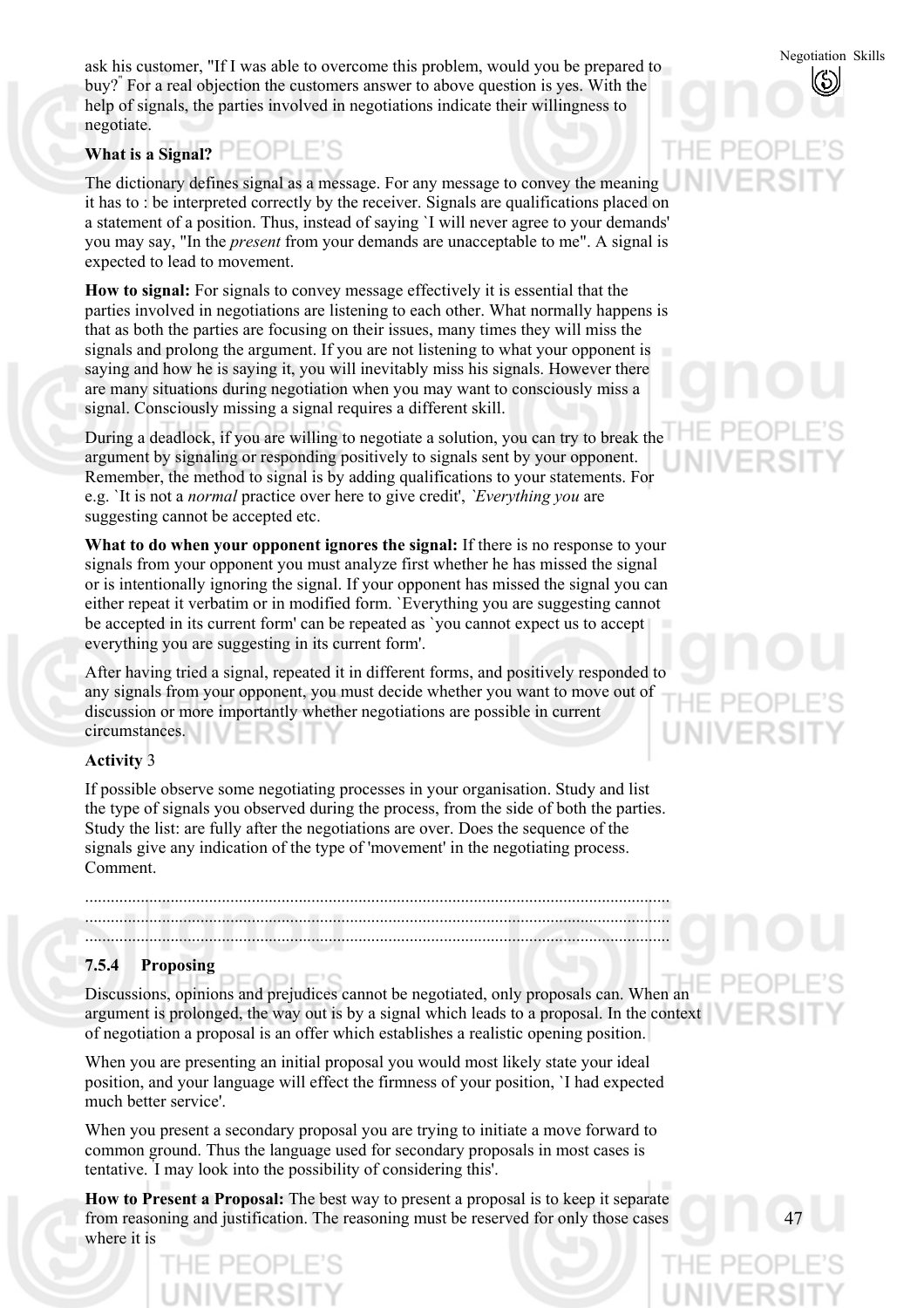ask his customer, "If I was able to overcome this problem, would you be prepared to buy?" For a real objection the customers answer to above question is yes. With the help of signals, the parties involved in negotiations indicate their willingness to negotiate.

**What is a Signal?**

The dictionary defines signal as a message. For any message to convey the meaning it has to : be interpreted correctly by the receiver. Signals are qualifications placed on a statement of a position. Thus, instead of saying `I will never agree to your demands' you may say, "In the *present* from your demands are unacceptable to me". A signal is expected to lead to movement.

**How to signal:** For signals to convey message effectively it is essential that the parties involved in negotiations are listening to each other. What normally happens is that as both the parties are focusing on their issues, many times they will miss the signals and prolong the argument. If you are not listening to what your opponent is saying and how he is saying it, you will inevitably miss his signals. However there are many situations during negotiation when you may want to consciously miss a signal. Consciously missing a signal requires a different skill.

During a deadlock, if you are willing to negotiate a solution, you can try to break the argument by signaling or responding positively to signals sent by your opponent. Remember, the method to signal is by adding qualifications to your statements. For e.g. `It is not a *normal* practice over here to give credit', *`Everything you* are suggesting cannot be accepted etc.

**What to do when your opponent ignores the signal:** If there is no response to your signals from your opponent you must analyze first whether he has missed the signal or is intentionally ignoring the signal. If your opponent has missed the signal you can either repeat it verbatim or in modified form. `Everything you are suggesting cannot be accepted in its current form' can be repeated as `you cannot expect us to accept everything you are suggesting in its current form'.

After having tried a signal, repeated it in different forms, and positively responded to any signals from your opponent, you must decide whether you want to move out of discussion or more importantly whether negotiations are possible in current circumstances.

**Activity** 3

If possible observe some negotiating processes in your organisation. Study and list the type of signals you observed during the process, from the side of both the parties. Study the list: are fully after the negotiations are over. Does the sequence of the signals give any indication of the type of 'movement' in the negotiating process. Comment.

..............................................................................................................................
..............................................................................................................................
..............................................................................................................................

### 7.5.4 Proposing

Discussions, opinions and prejudices cannot be negotiated, only proposals can. When an argument is prolonged, the way out is by a signal which leads to a proposal. In the context of negotiation a proposal is an offer which establishes a realistic opening position.

When you are presenting an initial proposal you would most likely state your ideal position, and your language will effect the firmness of your position, `I had expected much better service'.

When you present a secondary proposal you are trying to initiate a move forward to common ground. Thus the language used for secondary proposals in most cases is tentative. `I may look into the possibility of considering this'.

**How to Present a Proposal:** The best way to present a proposal is to keep it separate from reasoning and justification. The reasoning must be reserved for only those cases where it is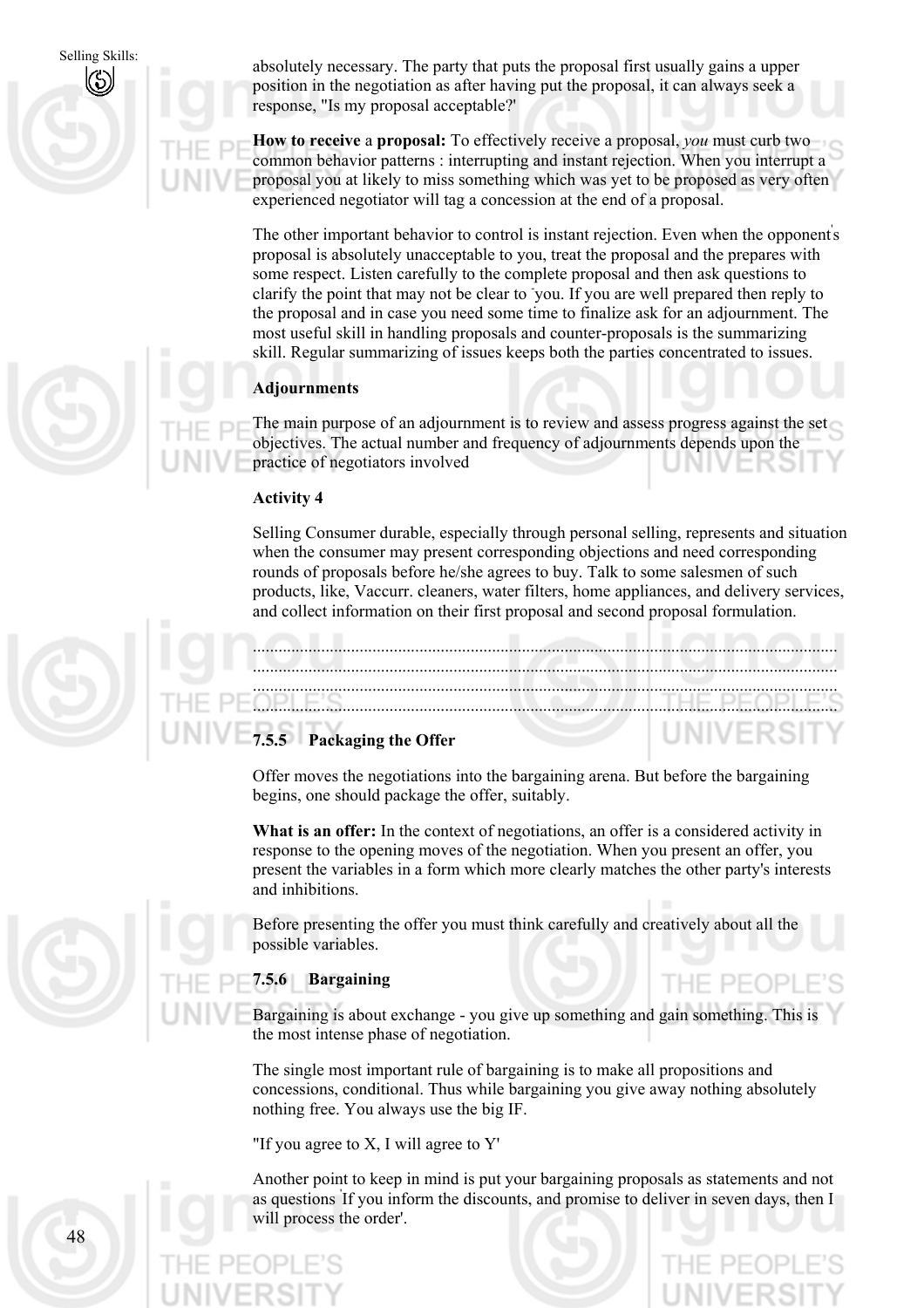absolutely necessary. The party that puts the proposal first usually gains a upper position in the negotiation as after having put the proposal, it can always seek a response, "Is my proposal acceptable?'

**How to receive** a **proposal:** To effectively receive a proposal, *you* must curb two common behavior patterns : interrupting and instant rejection. When you interrupt a proposal you at likely to miss something which was yet to be proposed as very often experienced negotiator will tag a concession at the end of a proposal.

The other important behavior to control is instant rejection. Even when the opponent's proposal is absolutely unacceptable to you, treat the proposal and the prepares with some respect. Listen carefully to the complete proposal and then ask questions to clarify the point that may not be clear to you. If you are well prepared then reply to the proposal and in case you need some time to finalize ask for an adjournment. The most useful skill in handling proposals and counter-proposals is the summarizing skill. Regular summarizing of issues keeps both the parties concentrated to issues.

**Adjournments**

The main purpose of an adjournment is to review and assess progress against the set objectives. The actual number and frequency of adjournments depends upon the practice of negotiators involved

**Activity 4**

Selling Consumer durable, especially through personal selling, represents and situation when the consumer may present corresponding objections and need corresponding rounds of proposals before he/she agrees to buy. Talk to some salesmen of such products, like, Vaccurr. cleaners, water filters, home appliances, and delivery services, and collect information on their first proposal and second proposal formulation.

.......................................................................................................................................
.......................................................................................................................................
.......................................................................................................................................
.......................................................................................................................................

### 7.5.5 Packaging the Offer

Offer moves the negotiations into the bargaining arena. But before the bargaining begins, one should package the offer, suitably.

**What is an offer:** In the context of negotiations, an offer is a considered activity in response to the opening moves of the negotiation. When you present an offer, you present the variables in a form which more clearly matches the other party's interests and inhibitions.

Before presenting the offer you must think carefully and creatively about all the possible variables.

### 7.5.6 Bargaining

Bargaining is about exchange - you give up something and gain something. This is the most intense phase of negotiation.

The single most important rule of bargaining is to make all propositions and concessions, conditional. Thus while bargaining you give away nothing absolutely nothing free. You always use the big IF.

"If you agree to X, I will agree to Y'

Another point to keep in mind is put your bargaining proposals as statements and not as questions 'If you inform the discounts, and promise to deliver in seven days, then I will process the order'.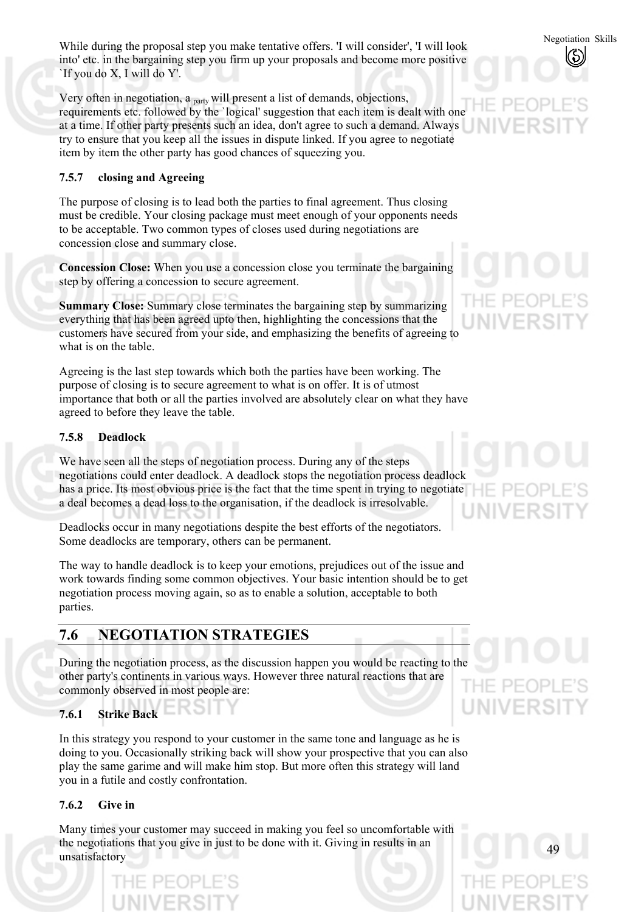While during the proposal step you make tentative offers. 'I will consider', 'I will look into' etc. in the bargaining step you firm up your proposals and become more positive `If you do X, I will do Y'.

Very often in negotiation, a party will present a list of demands, objections, requirements etc. followed by the `logical' suggestion that each item is dealt with one at a time. If other party presents such an idea, don't agree to such a demand. Always try to ensure that you keep all the issues in dispute linked. If you agree to negotiate item by item the other party has good chances of squeezing you.

### 7.5.7 closing and Agreeing

The purpose of closing is to lead both the parties to final agreement. Thus closing must be credible. Your closing package must meet enough of your opponents needs to be acceptable. Two common types of closes used during negotiations are concession close and summary close.

**Concession Close:** When you use a concession close you terminate the bargaining step by offering a concession to secure agreement.

**Summary Close:** Summary close terminates the bargaining step by summarizing everything that has been agreed upto then, highlighting the concessions that the customers have secured from your side, and emphasizing the benefits of agreeing to what is on the table.

Agreeing is the last step towards which both the parties have been working. The purpose of closing is to secure agreement to what is on offer. It is of utmost importance that both or all the parties involved are absolutely clear on what they have agreed to before they leave the table.

### 7.5.8 Deadlock

We have seen all the steps of negotiation process. During any of the steps negotiations could enter deadlock. A deadlock stops the negotiation process deadlock has a price. Its most obvious price is the fact that the time spent in trying to negotiate a deal becomes a dead loss to the organisation, if the deadlock is irresolvable.

Deadlocks occur in many negotiations despite the best efforts of the negotiators. Some deadlocks are temporary, others can be permanent.

The way to handle deadlock is to keep your emotions, prejudices out of the issue and work towards finding some common objectives. Your basic intention should be to get negotiation process moving again, so as to enable a solution, acceptable to both parties.

## 7.6 NEGOTIATION STRATEGIES

During the negotiation process, as the discussion happen you would be reacting to the other party's continents in various ways. However three natural reactions that are commonly observed in most people are:

### 7.6.1 Strike Back

In this strategy you respond to your customer in the same tone and language as he is doing to you. Occasionally striking back will show your prospective that you can also play the same garime and will make him stop. But more often this strategy will land you in a futile and costly confrontation.

### 7.6.2 Give in

Many times your customer may succeed in making you feel so uncomfortable with the negotiations that you give in just to be done with it. Giving in results in an unsatisfactory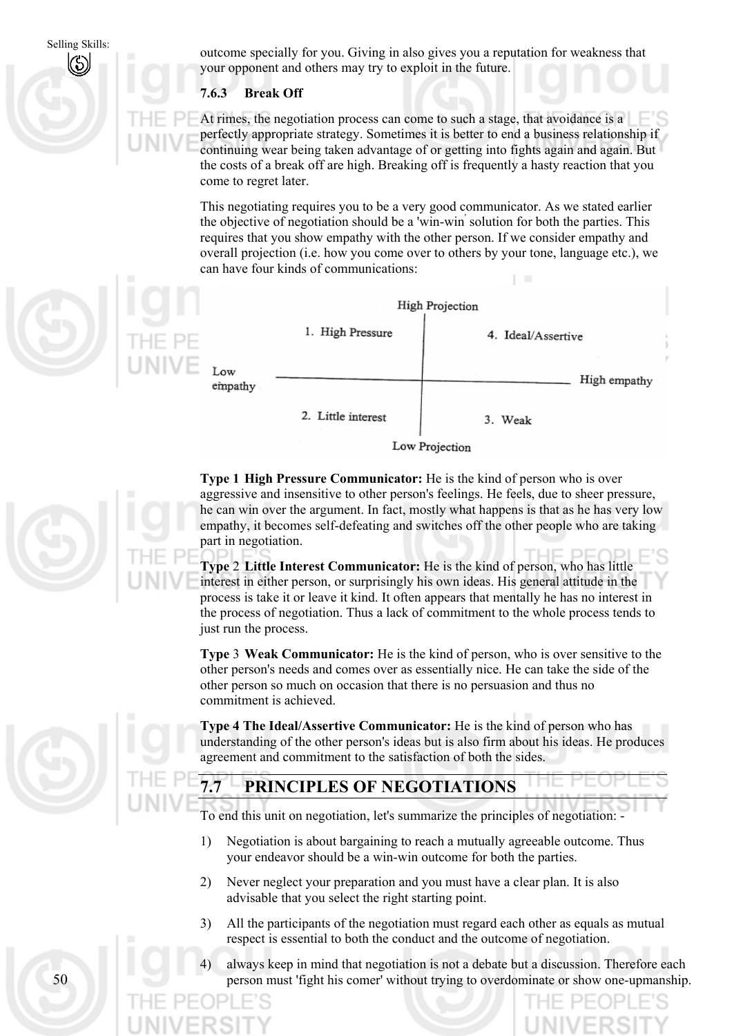outcome specially for you. Giving in also gives you a reputation for weakness that your opponent and others may try to exploit in the future.

### 7.6.3 Break Off

At rimes, the negotiation process can come to such a stage, that avoidance is a perfectly appropriate strategy. Sometimes it is better to end a business relationship if continuing wear being taken advantage of or getting into fights again and again. But the costs of a break off are high. Breaking off is frequently a hasty reaction that you come to regret later.

This negotiating requires you to be a very good communicator. As we stated earlier the objective of negotiation should be a 'win-win' solution for both the parties. This requires that you show empathy with the other person. If we consider empathy and overall projection (i.e. how you come over to others by your tone, language etc.), we can have four kinds of communications:

| | Low empathy | High empathy |
|---|---|---|
| **High Projection** | 1. High Pressure | 4. Ideal/Assertive |
| **Low Projection** | 2. Little interest | 3. Weak |

**Type 1 High Pressure Communicator:** He is the kind of person who is over aggressive and insensitive to other person's feelings. He feels, due to sheer pressure, he can win over the argument. In fact, mostly what happens is that as he has very low empathy, it becomes self-defeating and switches off the other people who are taking part in negotiation.

**Type 2 Little Interest Communicator:** He is the kind of person, who has little interest in either person, or surprisingly his own ideas. His general attitude in the process is take it or leave it kind. It often appears that mentally he has no interest in the process of negotiation. Thus a lack of commitment to the whole process tends to just run the process.

**Type 3 Weak Communicator:** He is the kind of person, who is over sensitive to the other person's needs and comes over as essentially nice. He can take the side of the other person so much on occasion that there is no persuasion and thus no commitment is achieved.

**Type 4 The Ideal/Assertive Communicator:** He is the kind of person who has understanding of the other person's ideas but is also firm about his ideas. He produces agreement and commitment to the satisfaction of both the sides.

## 7.7 PRINCIPLES OF NEGOTIATIONS

To end this unit on negotiation, let's summarize the principles of negotiation: -

1) Negotiation is about bargaining to reach a mutually agreeable outcome. Thus your endeavor should be a win-win outcome for both the parties.

2) Never neglect your preparation and you must have a clear plan. It is also advisable that you select the right starting point.

3) All the participants of the negotiation must regard each other as equals as mutual respect is essential to both the conduct and the outcome of negotiation.

4) always keep in mind that negotiation is not a debate but a discussion. Therefore each person must 'fight his comer' without trying to overdominate or show one-upmanship.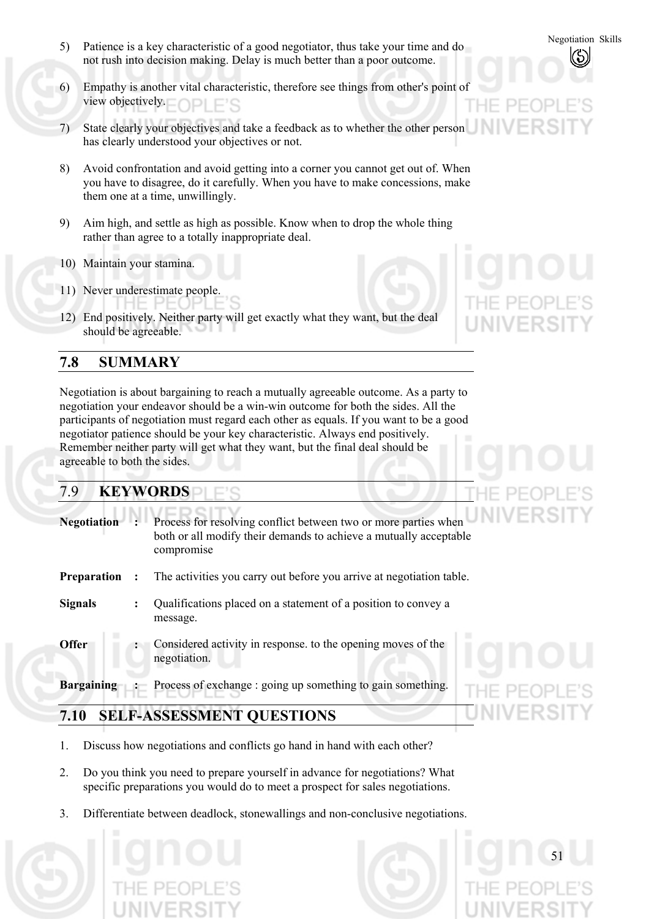5) Patience is a key characteristic of a good negotiator, thus take your time and do not rush into decision making. Delay is much better than a poor outcome.

6) Empathy is another vital characteristic, therefore see things from other's point of view objectively.

7) State clearly your objectives and take a feedback as to whether the other person has clearly understood your objectives or not.

8) Avoid confrontation and avoid getting into a corner you cannot get out of. When you have to disagree, do it carefully. When you have to make concessions, make them one at a time, unwillingly.

9) Aim high, and settle as high as possible. Know when to drop the whole thing rather than agree to a totally inappropriate deal.

10) Maintain your stamina.

11) Never underestimate people.

12) End positively. Neither party will get exactly what they want, but the deal should be agreeable.

## 7.8 SUMMARY

Negotiation is about bargaining to reach a mutually agreeable outcome. As a party to negotiation your endeavor should be a win-win outcome for both the sides. All the participants of negotiation must regard each other as equals. If you want to be a good negotiator patience should be your key characteristic. Always end positively. Remember neither party will get what they want, but the final deal should be agreeable to both the sides.

## 7.9 KEYWORDS

**Negotiation** : Process for resolving conflict between two or more parties when both or all modify their demands to achieve a mutually acceptable compromise

**Preparation** : The activities you carry out before you arrive at negotiation table.

**Signals** : Qualifications placed on a statement of a position to convey a message.

**Offer** : Considered activity in response. to the opening moves of the negotiation.

**Bargaining** : Process of exchange : going up something to gain something.

## 7.10 SELF-ASSESSMENT QUESTIONS

1. Discuss how negotiations and conflicts go hand in hand with each other?

2. Do you think you need to prepare yourself in advance for negotiations? What specific preparations you would do to meet a prospect for sales negotiations.

3. Differentiate between deadlock, stonewallings and non-conclusive negotiations.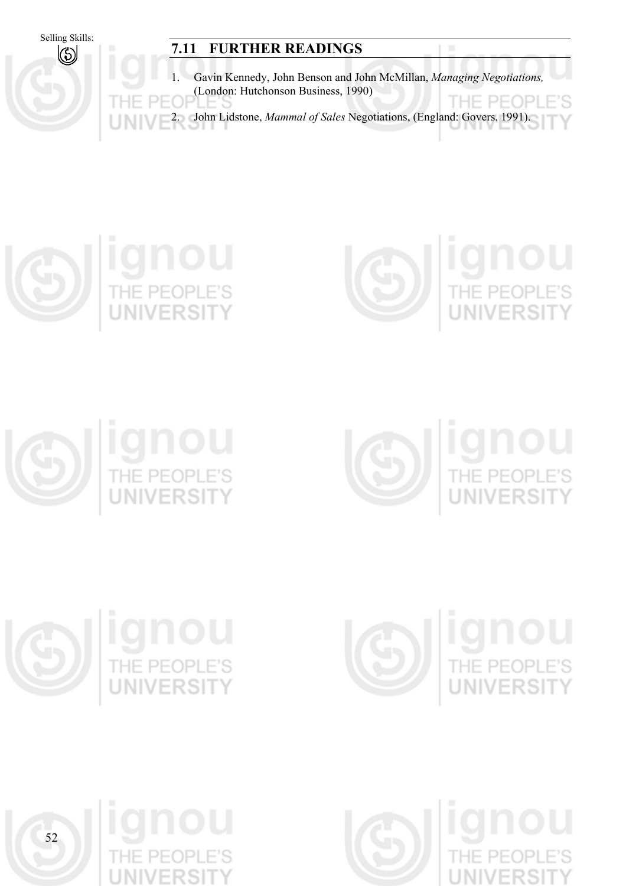## 7.11 FURTHER READINGS

1. Gavin Kennedy, John Benson and John McMillan, *Managing Negotiations,* (London: Hutchonson Business, 1990)
2. John Lidstone, *Mammal of Sales* Negotiations, (England: Govers, 1991).